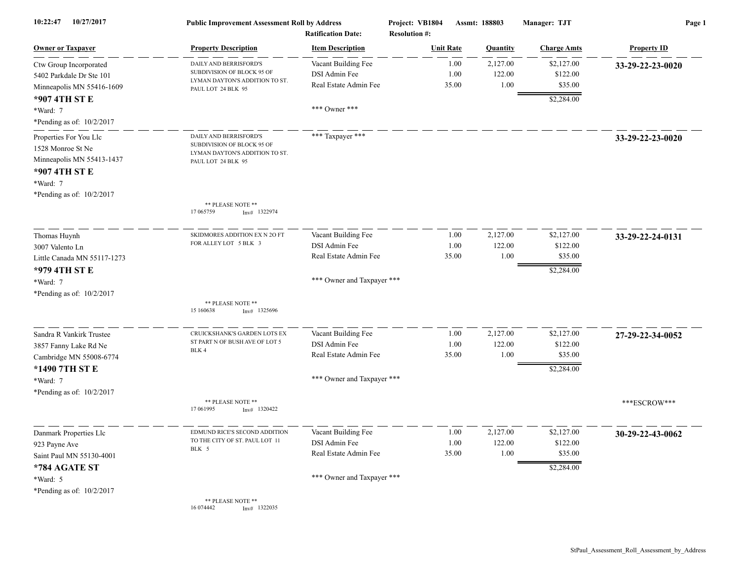**Public Improvement Assessment Roll by Address**

10:22:47 10/27/2017

Project: VB1804 Assmt: 188803 Manager: TJT

Ratification Date: Resolution #:

| Owner or Taxpayer | Property Description | Item Description | Unit Rate | Quantity | Charge Amts | Property ID |
|---|---|---|---|---|---|---|
| Ctw Group Incorporated<br>5402 Parkdale Dr Ste 101<br>Minneapolis MN 55416-1609<br>**\*907 4TH ST E**<br>\*Ward: 7<br>\*Pending as of: 10/2/2017 | DAILY AND BERRISFORD'S SUBDIVISION OF BLOCK 95 OF LYMAN DAYTON'S ADDITION TO ST. PAUL LOT 24 BLK 95 | Vacant Building Fee<br>DSI Admin Fee<br>Real Estate Admin Fee<br><br>\*\*\* Owner \*\*\* | 1.00<br>1.00<br>35.00 | 2,127.00<br>122.00<br>1.00 | $2,127.00<br>$122.00<br>$35.00<br>$2,284.00 | **33-29-22-23-0020** |
| Properties For You Llc<br>1528 Monroe St Ne<br>Minneapolis MN 55413-1437<br>**\*907 4TH ST E**<br>\*Ward: 7<br>\*Pending as of: 10/2/2017 | DAILY AND BERRISFORD'S SUBDIVISION OF BLOCK 95 OF LYMAN DAYTON'S ADDITION TO ST. PAUL LOT 24 BLK 95<br><br>\*\* PLEASE NOTE \*\*<br>17 065759 Inv# 1322974 | \*\*\* Taxpayer \*\*\* | | | | **33-29-22-23-0020** |
| Thomas Huynh<br>3007 Valento Ln<br>Little Canada MN 55117-1273<br>**\*979 4TH ST E**<br>\*Ward: 7<br>\*Pending as of: 10/2/2017 | SKIDMORES ADDITION EX N 2O FT FOR ALLEY LOT 5 BLK 3<br><br>\*\* PLEASE NOTE \*\*<br>15 160638 Inv# 1325696 | Vacant Building Fee<br>DSI Admin Fee<br>Real Estate Admin Fee<br><br>\*\*\* Owner and Taxpayer \*\*\* | 1.00<br>1.00<br>35.00 | 2,127.00<br>122.00<br>1.00 | $2,127.00<br>$122.00<br>$35.00<br>$2,284.00 | **33-29-22-24-0131** |
| Sandra R Vankirk Trustee<br>3857 Fanny Lake Rd Ne<br>Cambridge MN 55008-6774<br>**\*1490 7TH ST E**<br>\*Ward: 7<br>\*Pending as of: 10/2/2017 | CRUICKSHANK'S GARDEN LOTS EX ST PART N OF BUSH AVE OF LOT 5 BLK 4<br><br>\*\* PLEASE NOTE \*\*<br>17 061995 Inv# 1320422 | Vacant Building Fee<br>DSI Admin Fee<br>Real Estate Admin Fee<br><br>\*\*\* Owner and Taxpayer \*\*\* | 1.00<br>1.00<br>35.00 | 2,127.00<br>122.00<br>1.00 | $2,127.00<br>$122.00<br>$35.00<br>$2,284.00 | **27-29-22-34-0052**<br><br>\*\*\*ESCROW\*\*\* |
| Danmark Properties Llc<br>923 Payne Ave<br>Saint Paul MN 55130-4001<br>**\*784 AGATE ST**<br>\*Ward: 5<br>\*Pending as of: 10/2/2017 | EDMUND RICE'S SECOND ADDITION TO THE CITY OF ST. PAUL LOT 11 BLK 5<br><br>\*\* PLEASE NOTE \*\*<br>16 074442 Inv# 1322035 | Vacant Building Fee<br>DSI Admin Fee<br>Real Estate Admin Fee<br><br>\*\*\* Owner and Taxpayer \*\*\* | 1.00<br>1.00<br>35.00 | 2,127.00<br>122.00<br>1.00 | $2,127.00<br>$122.00<br>$35.00<br>$2,284.00 | **30-29-22-43-0062** |

StPaul_Assessment_Roll_Assessment_by_Address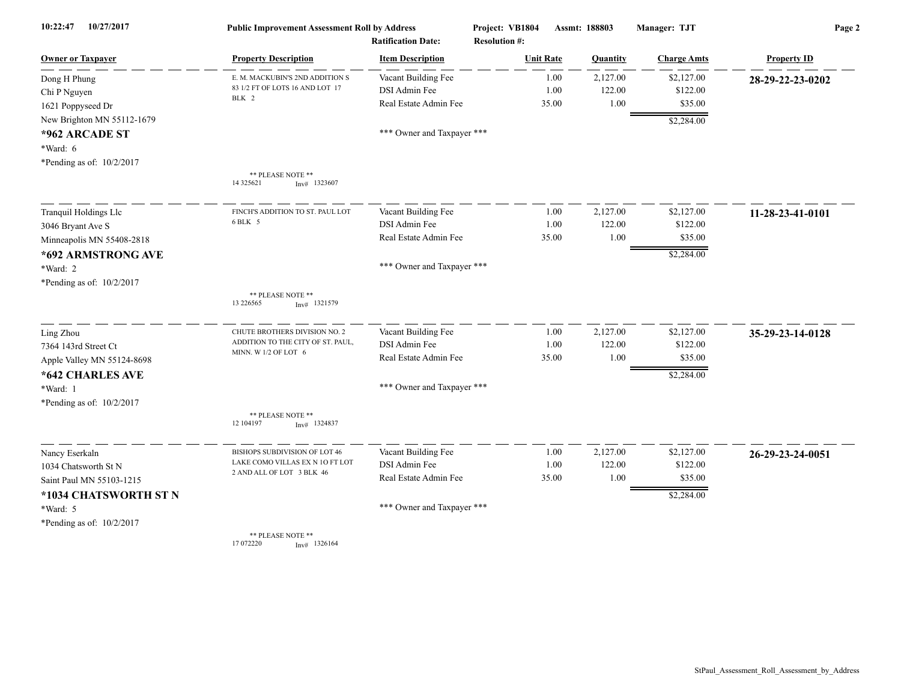**Public Improvement Assessment Roll by Address** — Project: VB1804 — Assmt: 188803 — Manager: TJT

Ratification Date: — Resolution #:

10:22:47 10/27/2017

| Owner or Taxpayer | Property Description | Item Description | Unit Rate | Quantity | Charge Amts | Property ID |
|---|---|---|---|---|---|---|
| Dong H Phung<br>Chi P Nguyen<br>1621 Poppyseed Dr<br>New Brighton MN 55112-1679<br>**\*962 ARCADE ST**<br>\*Ward: 6<br>\*Pending as of: 10/2/2017 | E. M. MACKUBIN'S 2ND ADDITION S 83 1/2 FT OF LOTS 16 AND LOT 17 BLK 2<br><br>\*\* PLEASE NOTE \*\*<br>14 325621 Inv# 1323607 | Vacant Building Fee<br>DSI Admin Fee<br>Real Estate Admin Fee<br><br>\*\*\* Owner and Taxpayer \*\*\* | 1.00<br>1.00<br>35.00 | 2,127.00<br>122.00<br>1.00 | $2,127.00<br>$122.00<br>$35.00<br>$2,284.00 | **28-29-22-23-0202** |
| Tranquil Holdings Llc<br>3046 Bryant Ave S<br>Minneapolis MN 55408-2818<br>**\*692 ARMSTRONG AVE**<br>\*Ward: 2<br>\*Pending as of: 10/2/2017 | FINCH'S ADDITION TO ST. PAUL LOT 6 BLK 5<br><br>\*\* PLEASE NOTE \*\*<br>13 226565 Inv# 1321579 | Vacant Building Fee<br>DSI Admin Fee<br>Real Estate Admin Fee<br><br>\*\*\* Owner and Taxpayer \*\*\* | 1.00<br>1.00<br>35.00 | 2,127.00<br>122.00<br>1.00 | $2,127.00<br>$122.00<br>$35.00<br>$2,284.00 | **11-28-23-41-0101** |
| Ling Zhou<br>7364 143rd Street Ct<br>Apple Valley MN 55124-8698<br>**\*642 CHARLES AVE**<br>\*Ward: 1<br>\*Pending as of: 10/2/2017 | CHUTE BROTHERS DIVISION NO. 2 ADDITION TO THE CITY OF ST. PAUL, MINN. W 1/2 OF LOT 6<br><br>\*\* PLEASE NOTE \*\*<br>12 104197 Inv# 1324837 | Vacant Building Fee<br>DSI Admin Fee<br>Real Estate Admin Fee<br><br>\*\*\* Owner and Taxpayer \*\*\* | 1.00<br>1.00<br>35.00 | 2,127.00<br>122.00<br>1.00 | $2,127.00<br>$122.00<br>$35.00<br>$2,284.00 | **35-29-23-14-0128** |
| Nancy Eserkaln<br>1034 Chatsworth St N<br>Saint Paul MN 55103-1215<br>**\*1034 CHATSWORTH ST N**<br>\*Ward: 5<br>\*Pending as of: 10/2/2017 | BISHOPS SUBDIVISION OF LOT 46 LAKE COMO VILLAS EX N 1O FT LOT 2 AND ALL OF LOT 3 BLK 46<br><br>\*\* PLEASE NOTE \*\*<br>17 072220 Inv# 1326164 | Vacant Building Fee<br>DSI Admin Fee<br>Real Estate Admin Fee<br><br>\*\*\* Owner and Taxpayer \*\*\* | 1.00<br>1.00<br>35.00 | 2,127.00<br>122.00<br>1.00 | $2,127.00<br>$122.00<br>$35.00<br>$2,284.00 | **26-29-23-24-0051** |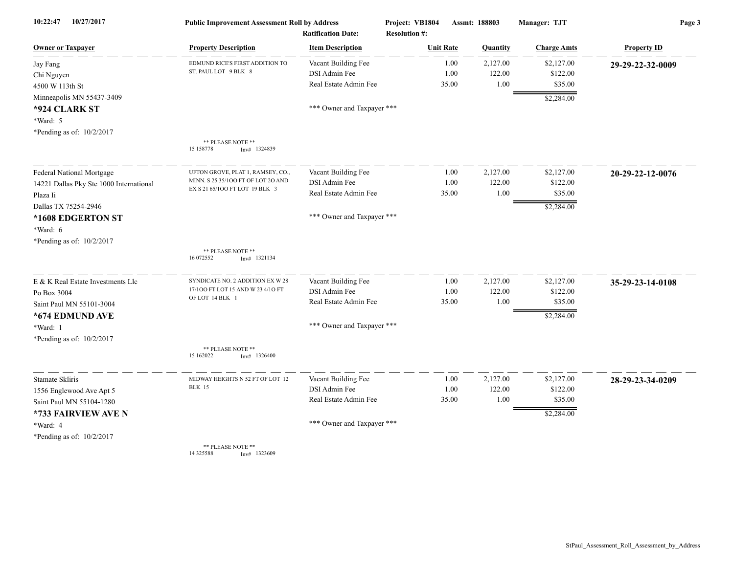**Public Improvement Assessment Roll by Address** — Project: VB1804 — Assmt: 188803 — Manager: TJT

Ratification Date: — Resolution #:

| Owner or Taxpayer | Property Description | Item Description | Unit Rate | Quantity | Charge Amts | Property ID |
|---|---|---|---|---|---|---|
| Jay Fang<br>Chi Nguyen<br>4500 W 113th St<br>Minneapolis MN 55437-3409<br>**\*924 CLARK ST**<br>\*Ward: 5<br>\*Pending as of: 10/2/2017 | EDMUND RICE'S FIRST ADDITION TO ST. PAUL LOT 9 BLK 8<br>** PLEASE NOTE **<br>15 158778 Inv# 1324839 | Vacant Building Fee<br>DSI Admin Fee<br>Real Estate Admin Fee<br>*** Owner and Taxpayer *** | 1.00<br>1.00<br>35.00 | 2,127.00<br>122.00<br>1.00 | $2,127.00<br>$122.00<br>$35.00<br>$2,284.00 | **29-29-22-32-0009** |
| Federal National Mortgage<br>14221 Dallas Pky Ste 1000 International Plaza Ii<br>Dallas TX 75254-2946<br>**\*1608 EDGERTON ST**<br>\*Ward: 6<br>\*Pending as of: 10/2/2017 | UFTON GROVE, PLAT 1, RAMSEY, CO., MINN. S 25 35/100 FT OF LOT 20 AND EX S 21 65/100 FT LOT 19 BLK 3<br>** PLEASE NOTE **<br>16 072552 Inv# 1321134 | Vacant Building Fee<br>DSI Admin Fee<br>Real Estate Admin Fee<br>*** Owner and Taxpayer *** | 1.00<br>1.00<br>35.00 | 2,127.00<br>122.00<br>1.00 | $2,127.00<br>$122.00<br>$35.00<br>$2,284.00 | **20-29-22-12-0076** |
| E & K Real Estate Investments Llc<br>Po Box 3004<br>Saint Paul MN 55101-3004<br>**\*674 EDMUND AVE**<br>\*Ward: 1<br>\*Pending as of: 10/2/2017 | SYNDICATE NO. 2 ADDITION EX W 28 17/100 FT LOT 15 AND W 23 4/10 FT OF LOT 14 BLK 1<br>** PLEASE NOTE **<br>15 162022 Inv# 1326400 | Vacant Building Fee<br>DSI Admin Fee<br>Real Estate Admin Fee<br>*** Owner and Taxpayer *** | 1.00<br>1.00<br>35.00 | 2,127.00<br>122.00<br>1.00 | $2,127.00<br>$122.00<br>$35.00<br>$2,284.00 | **35-29-23-14-0108** |
| Stamate Skliris<br>1556 Englewood Ave Apt 5<br>Saint Paul MN 55104-1280<br>**\*733 FAIRVIEW AVE N**<br>\*Ward: 4<br>\*Pending as of: 10/2/2017 | MIDWAY HEIGHTS N 52 FT OF LOT 12 BLK 15<br>** PLEASE NOTE **<br>14 325588 Inv# 1323609 | Vacant Building Fee<br>DSI Admin Fee<br>Real Estate Admin Fee<br>*** Owner and Taxpayer *** | 1.00<br>1.00<br>35.00 | 2,127.00<br>122.00<br>1.00 | $2,127.00<br>$122.00<br>$35.00<br>$2,284.00 | **28-29-23-34-0209** |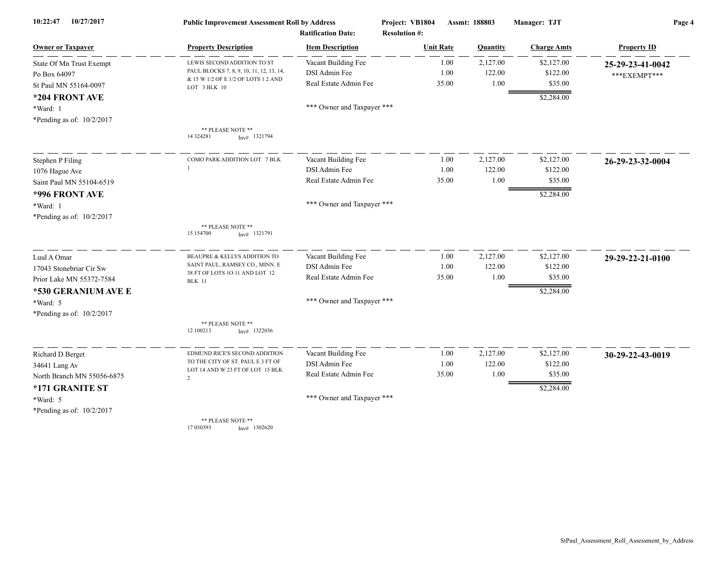10:22:47 10/27/2017 | **Public Improvement Assessment Roll by Address** | **Project: VB1804** | **Assmt: 188803** | **Manager: TJT**

**Ratification Date:** | **Resolution #:**

| Owner or Taxpayer | Property Description | Item Description | Unit Rate | Quantity | Charge Amts | Property ID |
|---|---|---|---|---|---|---|
| State Of Mn Trust Exempt<br>Po Box 64097<br>St Paul MN 55164-0097<br>**\*204 FRONT AVE**<br>\*Ward: 1<br>\*Pending as of: 10/2/2017 | LEWIS SECOND ADDITION TO ST PAUL BLOCKS 7, 8, 9, 10, 11, 12, 13, 14, & 15 W 1/2 OF E 1/2 OF LOTS 1 2 AND LOT 3 BLK 10<br><br>\*\* PLEASE NOTE \*\*<br>14 324281 Inv# 1321794 | Vacant Building Fee<br>DSI Admin Fee<br>Real Estate Admin Fee<br><br>\*\*\* Owner and Taxpayer \*\*\* | 1.00<br>1.00<br>35.00 | 2,127.00<br>122.00<br>1.00 | $2,127.00<br>$122.00<br>$35.00<br>$2,284.00 | **25-29-23-41-0042**<br>\*\*\*EXEMPT\*\*\* |
| Stephen P Filing<br>1076 Hague Ave<br>Saint Paul MN 55104-6519<br>**\*996 FRONT AVE**<br>\*Ward: 1<br>\*Pending as of: 10/2/2017 | COMO PARK ADDITION LOT 7 BLK 1<br><br>\*\* PLEASE NOTE \*\*<br>15 154700 Inv# 1321791 | Vacant Building Fee<br>DSI Admin Fee<br>Real Estate Admin Fee<br><br>\*\*\* Owner and Taxpayer \*\*\* | 1.00<br>1.00<br>35.00 | 2,127.00<br>122.00<br>1.00 | $2,127.00<br>$122.00<br>$35.00<br>$2,284.00 | **26-29-23-32-0004** |
| Luul A Omar<br>17043 Stonebriar Cir Sw<br>Prior Lake MN 55372-7584<br>**\*530 GERANIUM AVE E**<br>\*Ward: 5<br>\*Pending as of: 10/2/2017 | BEAUPRE & KELLYS ADDITION TO SAINT PAUL, RAMSEY CO., MINN. E 38 FT OF LOTS 1O 11 AND LOT 12 BLK 11<br><br>\*\* PLEASE NOTE \*\*<br>12 100213 Inv# 1322036 | Vacant Building Fee<br>DSI Admin Fee<br>Real Estate Admin Fee<br><br>\*\*\* Owner and Taxpayer \*\*\* | 1.00<br>1.00<br>35.00 | 2,127.00<br>122.00<br>1.00 | $2,127.00<br>$122.00<br>$35.00<br>$2,284.00 | **29-29-22-21-0100** |
| Richard D Berget<br>34641 Lang Av<br>North Branch MN 55056-6875<br>**\*171 GRANITE ST**<br>\*Ward: 5<br>\*Pending as of: 10/2/2017 | EDMUND RICE'S SECOND ADDITION TO THE CITY OF ST. PAUL E 3 FT OF LOT 14 AND W 23 FT OF LOT 15 BLK 2<br><br>\*\* PLEASE NOTE \*\*<br>17 030393 Inv# 1302620 | Vacant Building Fee<br>DSI Admin Fee<br>Real Estate Admin Fee<br><br>\*\*\* Owner and Taxpayer \*\*\* | 1.00<br>1.00<br>35.00 | 2,127.00<br>122.00<br>1.00 | $2,127.00<br>$122.00<br>$35.00<br>$2,284.00 | **30-29-22-43-0019** |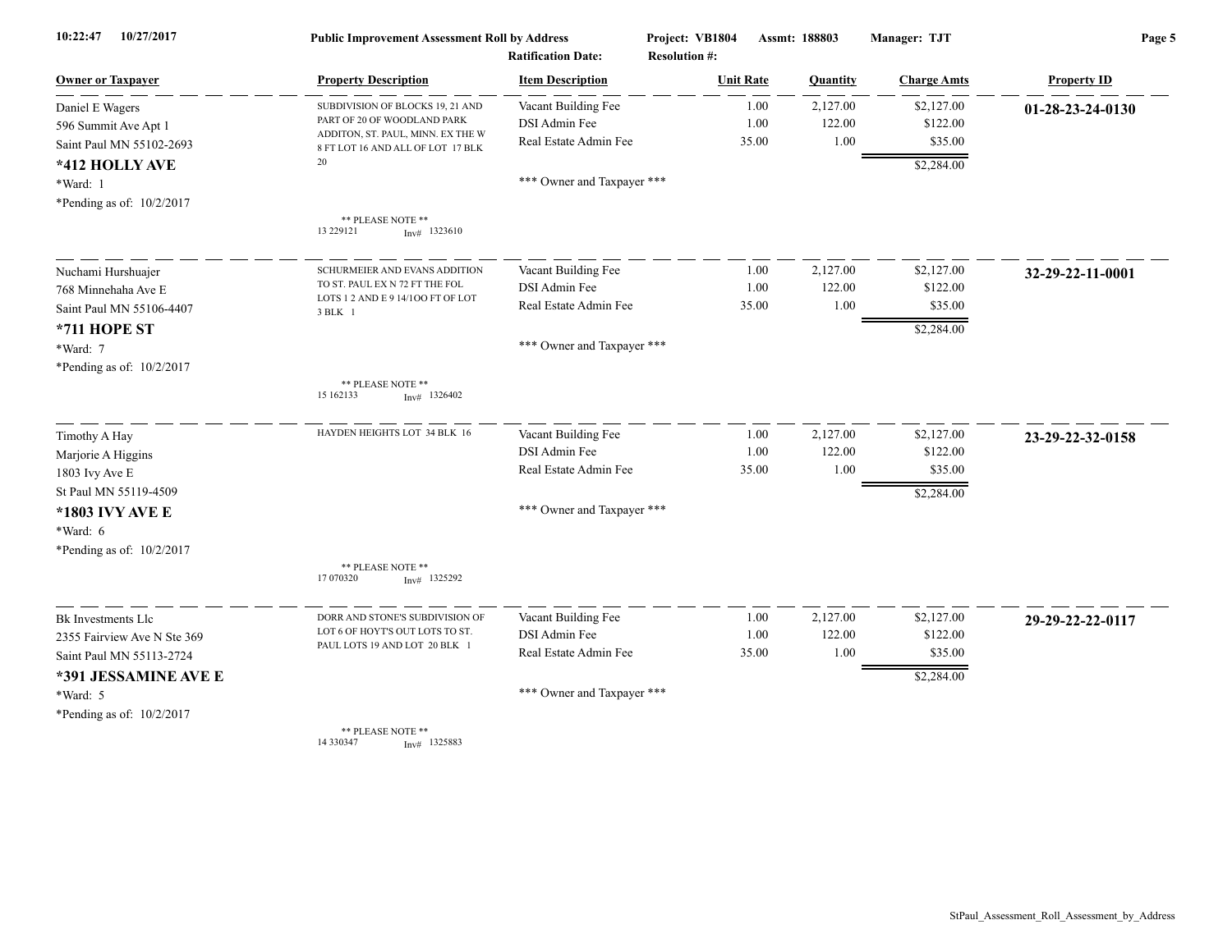| Owner or Taxpayer | Property Description | Item Description | Unit Rate | Quantity | Charge Amts | Property ID |
|---|---|---|---|---|---|---|
| Daniel E Wagers<br>596 Summit Ave Apt 1<br>Saint Paul MN 55102-2693<br>**\*412 HOLLY AVE**<br>\*Ward: 1<br>\*Pending as of: 10/2/2017 | SUBDIVISION OF BLOCKS 19, 21 AND PART OF 20 OF WOODLAND PARK ADDITON, ST. PAUL, MINN. EX THE W 8 FT LOT 16 AND ALL OF LOT 17 BLK 20<br>** PLEASE NOTE **<br>13 229121 Inv# 1323610 | Vacant Building Fee | 1.00 | 2,127.00 | $2,127.00 | **01-28-23-24-0130** |
| | | DSI Admin Fee | 1.00 | 122.00 | $122.00 | |
| | | Real Estate Admin Fee | 35.00 | 1.00 | $35.00 | |
| | | | | | $2,284.00 | |
| | | \*\*\* Owner and Taxpayer \*\*\* | | | | |
| Nuchami Hurshuajer<br>768 Minnehaha Ave E<br>Saint Paul MN 55106-4407<br>**\*711 HOPE ST**<br>\*Ward: 7<br>\*Pending as of: 10/2/2017 | SCHURMEIER AND EVANS ADDITION TO ST. PAUL EX N 72 FT THE FOL LOTS 1 2 AND E 9 14/1OO FT OF LOT 3 BLK 1<br>** PLEASE NOTE **<br>15 162133 Inv# 1326402 | Vacant Building Fee | 1.00 | 2,127.00 | $2,127.00 | **32-29-22-11-0001** |
| | | DSI Admin Fee | 1.00 | 122.00 | $122.00 | |
| | | Real Estate Admin Fee | 35.00 | 1.00 | $35.00 | |
| | | | | | $2,284.00 | |
| | | \*\*\* Owner and Taxpayer \*\*\* | | | | |
| Timothy A Hay<br>Marjorie A Higgins<br>1803 Ivy Ave E<br>St Paul MN 55119-4509<br>**\*1803 IVY AVE E**<br>\*Ward: 6<br>\*Pending as of: 10/2/2017 | HAYDEN HEIGHTS LOT 34 BLK 16<br>** PLEASE NOTE **<br>17 070320 Inv# 1325292 | Vacant Building Fee | 1.00 | 2,127.00 | $2,127.00 | **23-29-22-32-0158** |
| | | DSI Admin Fee | 1.00 | 122.00 | $122.00 | |
| | | Real Estate Admin Fee | 35.00 | 1.00 | $35.00 | |
| | | | | | $2,284.00 | |
| | | \*\*\* Owner and Taxpayer \*\*\* | | | | |
| Bk Investments Llc<br>2355 Fairview Ave N Ste 369<br>Saint Paul MN 55113-2724<br>**\*391 JESSAMINE AVE E**<br>\*Ward: 5<br>\*Pending as of: 10/2/2017 | DORR AND STONE'S SUBDIVISION OF LOT 6 OF HOYT'S OUT LOTS TO ST. PAUL LOTS 19 AND LOT 20 BLK 1<br>** PLEASE NOTE **<br>14 330347 Inv# 1325883 | Vacant Building Fee | 1.00 | 2,127.00 | $2,127.00 | **29-29-22-22-0117** |
| | | DSI Admin Fee | 1.00 | 122.00 | $122.00 | |
| | | Real Estate Admin Fee | 35.00 | 1.00 | $35.00 | |
| | | | | | $2,284.00 | |
| | | \*\*\* Owner and Taxpayer \*\*\* | | | | |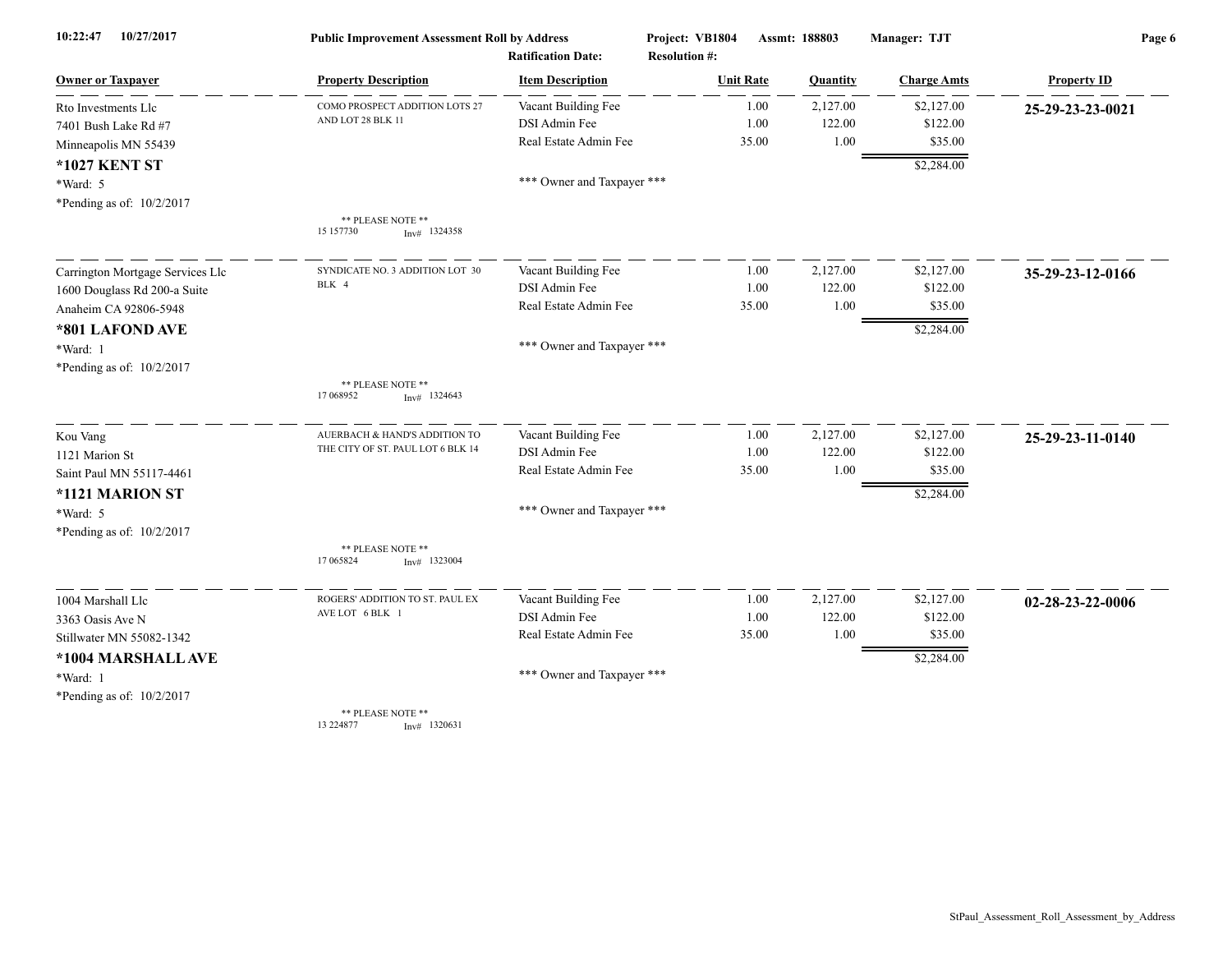10:22:47 10/27/2017 **Public Improvement Assessment Roll by Address** Project: VB1804 Assmt: 188803 Manager: TJT

Ratification Date: Resolution #:

| Owner or Taxpayer | Property Description | Item Description | Unit Rate | Quantity | Charge Amts | Property ID |
|---|---|---|---|---|---|---|
| Rto Investments Llc | COMO PROSPECT ADDITION LOTS 27 AND LOT 28 BLK 11 | Vacant Building Fee | 1.00 | 2,127.00 | $2,127.00 | **25-29-23-23-0021** |
| 7401 Bush Lake Rd #7 | | DSI Admin Fee | 1.00 | 122.00 | $122.00 | |
| Minneapolis MN 55439 | | Real Estate Admin Fee | 35.00 | 1.00 | $35.00 | |
| **\*1027 KENT ST** | | | | | $2,284.00 | |
| \*Ward: 5 | | \*\*\* Owner and Taxpayer \*\*\* | | | | |
| \*Pending as of: 10/2/2017 | \*\* PLEASE NOTE \*\* 15 157730 Inv# 1324358 | | | | | |
| Carrington Mortgage Services Llc | SYNDICATE NO. 3 ADDITION LOT 30 BLK 4 | Vacant Building Fee | 1.00 | 2,127.00 | $2,127.00 | **35-29-23-12-0166** |
| 1600 Douglass Rd 200-a Suite | | DSI Admin Fee | 1.00 | 122.00 | $122.00 | |
| Anaheim CA 92806-5948 | | Real Estate Admin Fee | 35.00 | 1.00 | $35.00 | |
| **\*801 LAFOND AVE** | | | | | $2,284.00 | |
| \*Ward: 1 | | \*\*\* Owner and Taxpayer \*\*\* | | | | |
| \*Pending as of: 10/2/2017 | \*\* PLEASE NOTE \*\* 17 068952 Inv# 1324643 | | | | | |
| Kou Vang | AUERBACH & HAND'S ADDITION TO THE CITY OF ST. PAUL LOT 6 BLK 14 | Vacant Building Fee | 1.00 | 2,127.00 | $2,127.00 | **25-29-23-11-0140** |
| 1121 Marion St | | DSI Admin Fee | 1.00 | 122.00 | $122.00 | |
| Saint Paul MN 55117-4461 | | Real Estate Admin Fee | 35.00 | 1.00 | $35.00 | |
| **\*1121 MARION ST** | | | | | $2,284.00 | |
| \*Ward: 5 | | \*\*\* Owner and Taxpayer \*\*\* | | | | |
| \*Pending as of: 10/2/2017 | \*\* PLEASE NOTE \*\* 17 065824 Inv# 1323004 | | | | | |
| 1004 Marshall Llc | ROGERS' ADDITION TO ST. PAUL EX AVE LOT 6 BLK 1 | Vacant Building Fee | 1.00 | 2,127.00 | $2,127.00 | **02-28-23-22-0006** |
| 3363 Oasis Ave N | | DSI Admin Fee | 1.00 | 122.00 | $122.00 | |
| Stillwater MN 55082-1342 | | Real Estate Admin Fee | 35.00 | 1.00 | $35.00 | |
| **\*1004 MARSHALL AVE** | | | | | $2,284.00 | |
| \*Ward: 1 | | \*\*\* Owner and Taxpayer \*\*\* | | | | |
| \*Pending as of: 10/2/2017 | \*\* PLEASE NOTE \*\* 13 224877 Inv# 1320631 | | | | | |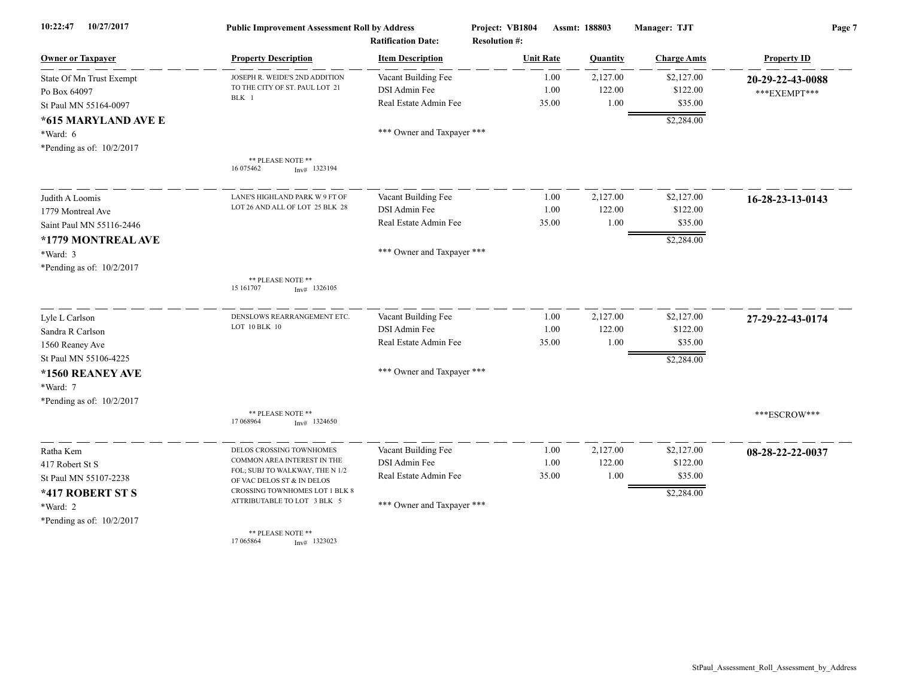10:22:47 10/27/2017 **Public Improvement Assessment Roll by Address** Project: VB1804 Assmt: 188803 Manager: TJT

Ratification Date: Resolution #:

| Owner or Taxpayer | Property Description | Item Description | Unit Rate | Quantity | Charge Amts | Property ID |
|---|---|---|---|---|---|---|
| State Of Mn Trust Exempt<br>Po Box 64097<br>St Paul MN 55164-0097<br>**\*615 MARYLAND AVE E**<br>\*Ward: 6<br>\*Pending as of: 10/2/2017 | JOSEPH R. WEIDE'S 2ND ADDITION TO THE CITY OF ST. PAUL LOT 21 BLK 1<br>** PLEASE NOTE **<br>16 075462 Inv# 1323194 | Vacant Building Fee<br>DSI Admin Fee<br>Real Estate Admin Fee<br>*** Owner and Taxpayer *** | 1.00<br>1.00<br>35.00 | 2,127.00<br>122.00<br>1.00 | $2,127.00<br>$122.00<br>$35.00<br>$2,284.00 | **20-29-22-43-0088**<br>***EXEMPT*** |
| Judith A Loomis<br>1779 Montreal Ave<br>Saint Paul MN 55116-2446<br>**\*1779 MONTREAL AVE**<br>\*Ward: 3<br>\*Pending as of: 10/2/2017 | LANE'S HIGHLAND PARK W 9 FT OF LOT 26 AND ALL OF LOT 25 BLK 28<br>** PLEASE NOTE **<br>15 161707 Inv# 1326105 | Vacant Building Fee<br>DSI Admin Fee<br>Real Estate Admin Fee<br>*** Owner and Taxpayer *** | 1.00<br>1.00<br>35.00 | 2,127.00<br>122.00<br>1.00 | $2,127.00<br>$122.00<br>$35.00<br>$2,284.00 | **16-28-23-13-0143** |
| Lyle L Carlson<br>Sandra R Carlson<br>1560 Reaney Ave<br>St Paul MN 55106-4225<br>**\*1560 REANEY AVE**<br>\*Ward: 7<br>\*Pending as of: 10/2/2017 | DENSLOWS REARRANGEMENT ETC. LOT 10 BLK 10<br>** PLEASE NOTE **<br>17 068964 Inv# 1324650 | Vacant Building Fee<br>DSI Admin Fee<br>Real Estate Admin Fee<br>*** Owner and Taxpayer *** | 1.00<br>1.00<br>35.00 | 2,127.00<br>122.00<br>1.00 | $2,127.00<br>$122.00<br>$35.00<br>$2,284.00 | **27-29-22-43-0174**<br>***ESCROW*** |
| Ratha Kem<br>417 Robert St S<br>St Paul MN 55107-2238<br>**\*417 ROBERT ST S**<br>\*Ward: 2<br>\*Pending as of: 10/2/2017 | DELOS CROSSING TOWNHOMES COMMON AREA INTEREST IN THE FOL; SUBJ TO WALKWAY, THE N 1/2 OF VAC DELOS ST & IN DELOS CROSSING TOWNHOMES LOT 1 BLK 8 ATTRIBUTABLE TO LOT 3 BLK 5<br>** PLEASE NOTE **<br>17 065864 Inv# 1323023 | Vacant Building Fee<br>DSI Admin Fee<br>Real Estate Admin Fee<br>*** Owner and Taxpayer *** | 1.00<br>1.00<br>35.00 | 2,127.00<br>122.00<br>1.00 | $2,127.00<br>$122.00<br>$35.00<br>$2,284.00 | **08-28-22-22-0037** |

StPaul_Assessment_Roll_Assessment_by_Address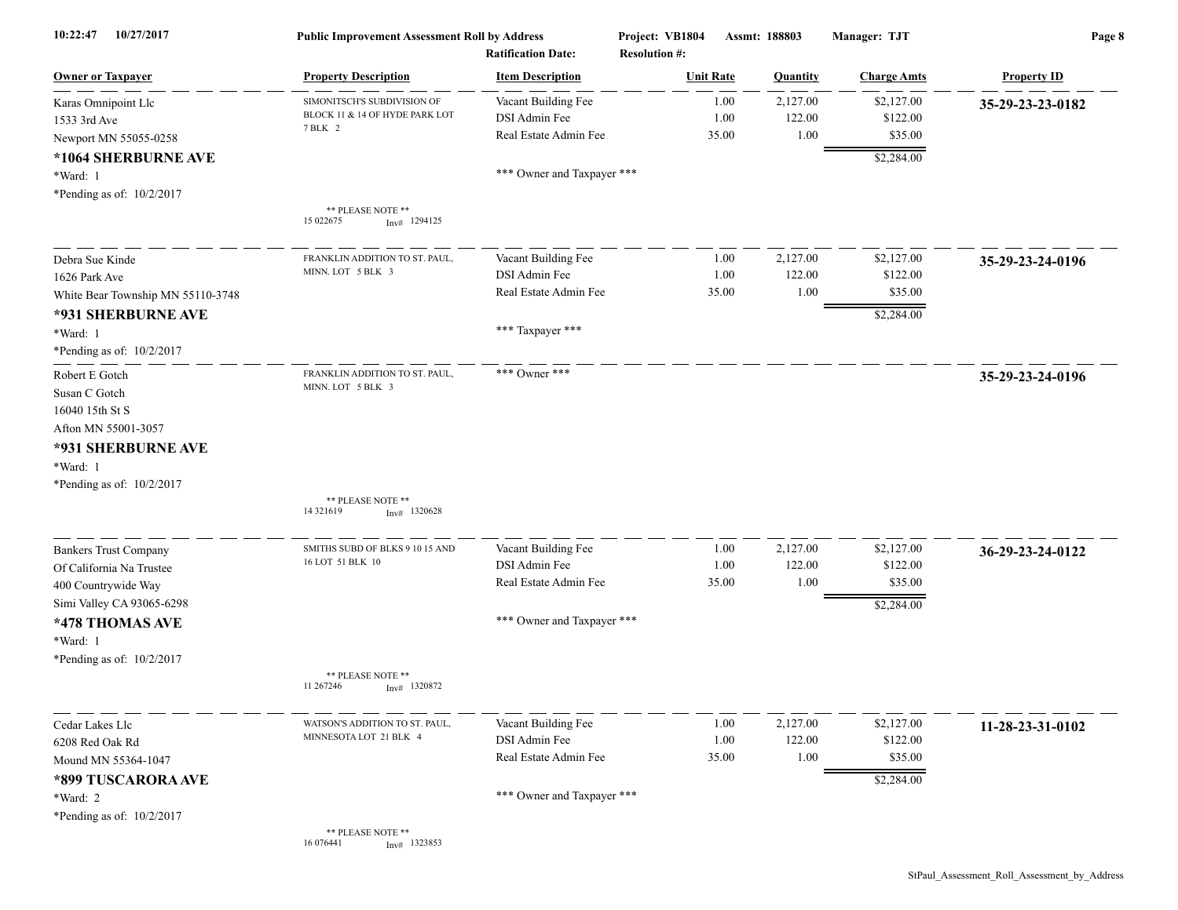10:22:47 10/27/2017 **Public Improvement Assessment Roll by Address** Project: VB1804 Assmt: 188803 Manager: TJT

Ratification Date: Resolution #:

| Owner or Taxpayer | Property Description | Item Description | Unit Rate | Quantity | Charge Amts | Property ID |
|---|---|---|---|---|---|---|
| Karas Omnipoint Llc<br>1533 3rd Ave<br>Newport MN 55055-0258<br>**\*1064 SHERBURNE AVE**<br>\*Ward: 1<br>\*Pending as of: 10/2/2017 | SIMONITSCH'S SUBDIVISION OF BLOCK 11 & 14 OF HYDE PARK LOT 7 BLK 2<br><br>\*\* PLEASE NOTE \*\*<br>15 022675 Inv# 1294125 | Vacant Building Fee<br>DSI Admin Fee<br>Real Estate Admin Fee<br><br>\*\*\* Owner and Taxpayer \*\*\* | 1.00<br>1.00<br>35.00 | 2,127.00<br>122.00<br>1.00 | \$2,127.00<br>\$122.00<br>\$35.00<br>\$2,284.00 | **35-29-23-23-0182** |
| Debra Sue Kinde<br>1626 Park Ave<br>White Bear Township MN 55110-3748<br>**\*931 SHERBURNE AVE**<br>\*Ward: 1<br>\*Pending as of: 10/2/2017 | FRANKLIN ADDITION TO ST. PAUL, MINN. LOT 5 BLK 3 | Vacant Building Fee<br>DSI Admin Fee<br>Real Estate Admin Fee<br><br>\*\*\* Taxpayer \*\*\* | 1.00<br>1.00<br>35.00 | 2,127.00<br>122.00<br>1.00 | \$2,127.00<br>\$122.00<br>\$35.00<br>\$2,284.00 | **35-29-23-24-0196** |
| Robert E Gotch<br>Susan C Gotch<br>16040 15th St S<br>Afton MN 55001-3057<br>**\*931 SHERBURNE AVE**<br>\*Ward: 1<br>\*Pending as of: 10/2/2017 | FRANKLIN ADDITION TO ST. PAUL, MINN. LOT 5 BLK 3<br><br>\*\* PLEASE NOTE \*\*<br>14 321619 Inv# 1320628 | \*\*\* Owner \*\*\* | | | | **35-29-23-24-0196** |
| Bankers Trust Company<br>Of California Na Trustee<br>400 Countrywide Way<br>Simi Valley CA 93065-6298<br>**\*478 THOMAS AVE**<br>\*Ward: 1<br>\*Pending as of: 10/2/2017 | SMITHS SUBD OF BLKS 9 10 15 AND 16 LOT 51 BLK 10<br><br>\*\* PLEASE NOTE \*\*<br>11 267246 Inv# 1320872 | Vacant Building Fee<br>DSI Admin Fee<br>Real Estate Admin Fee<br><br>\*\*\* Owner and Taxpayer \*\*\* | 1.00<br>1.00<br>35.00 | 2,127.00<br>122.00<br>1.00 | \$2,127.00<br>\$122.00<br>\$35.00<br>\$2,284.00 | **36-29-23-24-0122** |
| Cedar Lakes Llc<br>6208 Red Oak Rd<br>Mound MN 55364-1047<br>**\*899 TUSCARORA AVE**<br>\*Ward: 2<br>\*Pending as of: 10/2/2017 | WATSON'S ADDITION TO ST. PAUL, MINNESOTA LOT 21 BLK 4<br><br>\*\* PLEASE NOTE \*\*<br>16 076441 Inv# 1323853 | Vacant Building Fee<br>DSI Admin Fee<br>Real Estate Admin Fee<br><br>\*\*\* Owner and Taxpayer \*\*\* | 1.00<br>1.00<br>35.00 | 2,127.00<br>122.00<br>1.00 | \$2,127.00<br>\$122.00<br>\$35.00<br>\$2,284.00 | **11-28-23-31-0102** |

StPaul_Assessment_Roll_Assessment_by_Address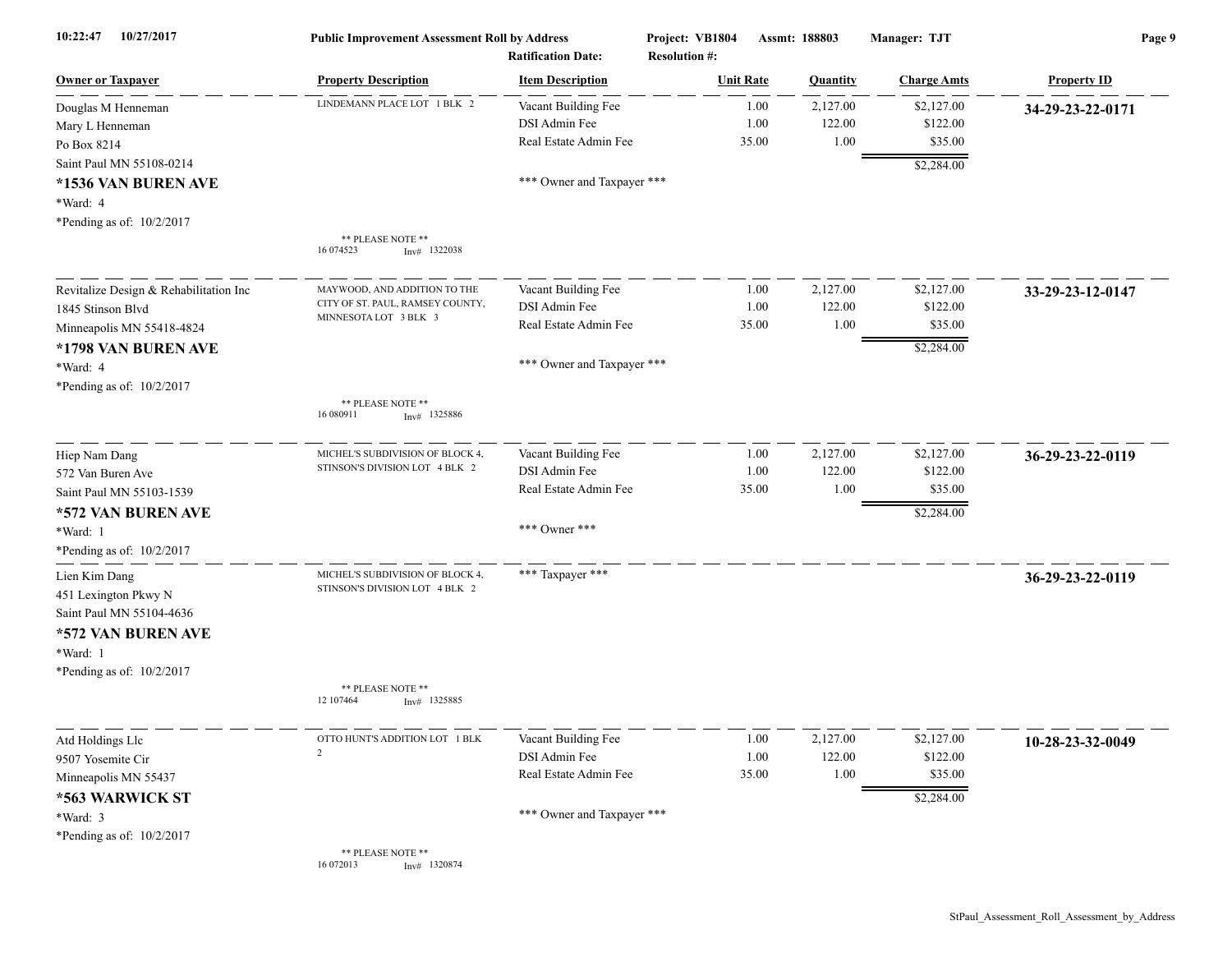**Public Improvement Assessment Roll by Address** — Project: VB1804 — Assmt: 188803 — Manager: TJT

Ratification Date: — Resolution #:

| Owner or Taxpayer | Property Description | Item Description | Unit Rate | Quantity | Charge Amts | Property ID |
|---|---|---|---|---|---|---|
| Douglas M Henneman | LINDEMANN PLACE LOT 1 BLK 2 | Vacant Building Fee | 1.00 | 2,127.00 | $2,127.00 | **34-29-23-22-0171** |
| Mary L Henneman | | DSI Admin Fee | 1.00 | 122.00 | $122.00 | |
| Po Box 8214 | | Real Estate Admin Fee | 35.00 | 1.00 | $35.00 | |
| Saint Paul MN 55108-0214 | | | | | $2,284.00 | |
| **\*1536 VAN BUREN AVE** | | \*\*\* Owner and Taxpayer \*\*\* | | | | |
| \*Ward: 4 | | | | | | |
| \*Pending as of: 10/2/2017 | | | | | | |
| | \*\* PLEASE NOTE \*\* 16 074523 Inv# 1322038 | | | | | |
| Revitalize Design & Rehabilitation Inc | MAYWOOD, AND ADDITION TO THE CITY OF ST. PAUL, RAMSEY COUNTY, MINNESOTA LOT 3 BLK 3 | Vacant Building Fee | 1.00 | 2,127.00 | $2,127.00 | **33-29-23-12-0147** |
| 1845 Stinson Blvd | | DSI Admin Fee | 1.00 | 122.00 | $122.00 | |
| Minneapolis MN 55418-4824 | | Real Estate Admin Fee | 35.00 | 1.00 | $35.00 | |
| **\*1798 VAN BUREN AVE** | | | | | $2,284.00 | |
| \*Ward: 4 | | \*\*\* Owner and Taxpayer \*\*\* | | | | |
| \*Pending as of: 10/2/2017 | | | | | | |
| | \*\* PLEASE NOTE \*\* 16 080911 Inv# 1325886 | | | | | |
| Hiep Nam Dang | MICHEL'S SUBDIVISION OF BLOCK 4, STINSON'S DIVISION LOT 4 BLK 2 | Vacant Building Fee | 1.00 | 2,127.00 | $2,127.00 | **36-29-23-22-0119** |
| 572 Van Buren Ave | | DSI Admin Fee | 1.00 | 122.00 | $122.00 | |
| Saint Paul MN 55103-1539 | | Real Estate Admin Fee | 35.00 | 1.00 | $35.00 | |
| **\*572 VAN BUREN AVE** | | | | | $2,284.00 | |
| \*Ward: 1 | | \*\*\* Owner \*\*\* | | | | |
| \*Pending as of: 10/2/2017 | | | | | | |
| Lien Kim Dang | MICHEL'S SUBDIVISION OF BLOCK 4, STINSON'S DIVISION LOT 4 BLK 2 | \*\*\* Taxpayer \*\*\* | | | | **36-29-23-22-0119** |
| 451 Lexington Pkwy N | | | | | | |
| Saint Paul MN 55104-4636 | | | | | | |
| **\*572 VAN BUREN AVE** | | | | | | |
| \*Ward: 1 | | | | | | |
| \*Pending as of: 10/2/2017 | | | | | | |
| | \*\* PLEASE NOTE \*\* 12 107464 Inv# 1325885 | | | | | |
| Atd Holdings Llc | OTTO HUNT'S ADDITION LOT 1 BLK 2 | Vacant Building Fee | 1.00 | 2,127.00 | $2,127.00 | **10-28-23-32-0049** |
| 9507 Yosemite Cir | | DSI Admin Fee | 1.00 | 122.00 | $122.00 | |
| Minneapolis MN 55437 | | Real Estate Admin Fee | 35.00 | 1.00 | $35.00 | |
| **\*563 WARWICK ST** | | | | | $2,284.00 | |
| \*Ward: 3 | | \*\*\* Owner and Taxpayer \*\*\* | | | | |
| \*Pending as of: 10/2/2017 | | | | | | |
| | \*\* PLEASE NOTE \*\* 16 072013 Inv# 1320874 | | | | | |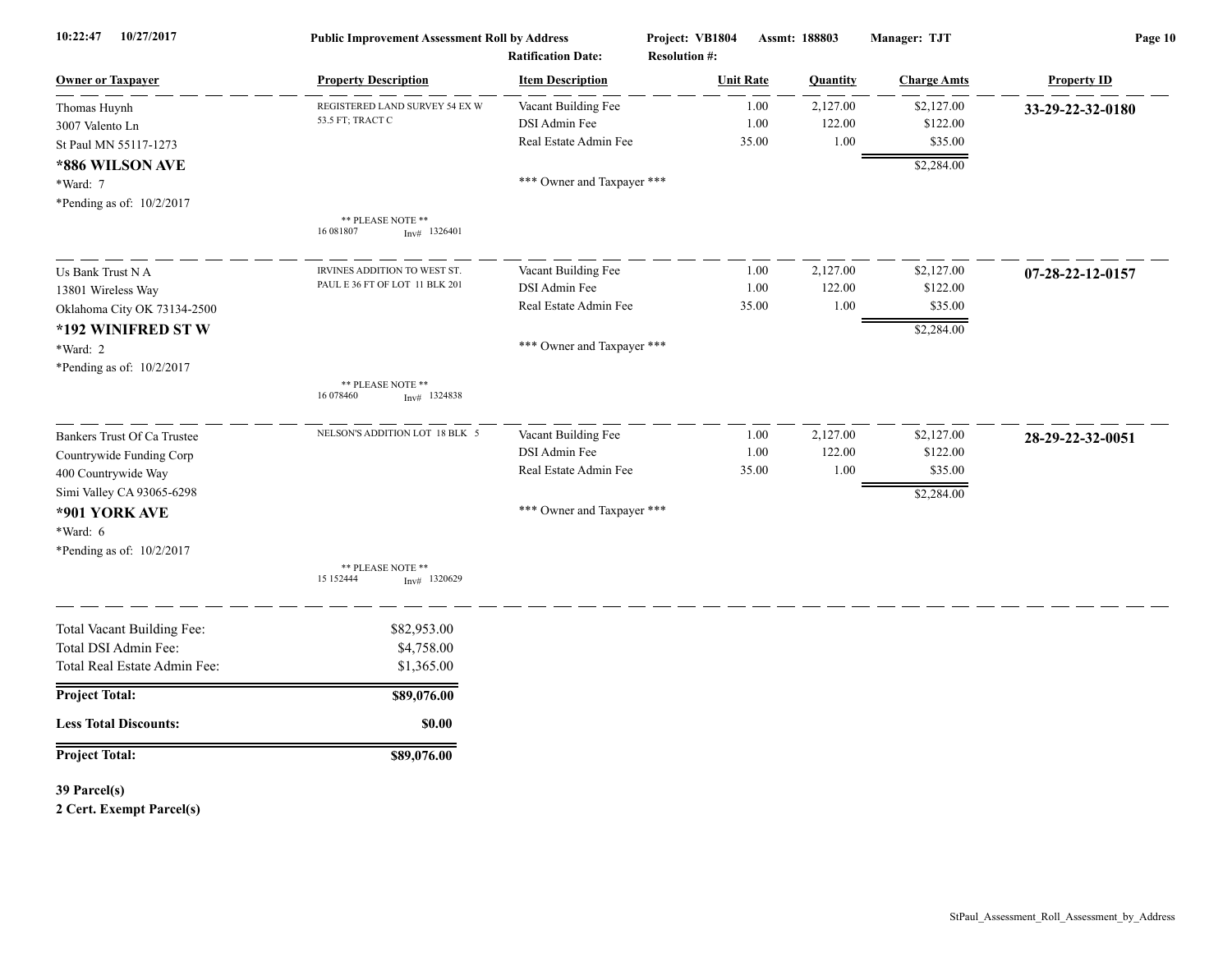10:22:47 10/27/2017 **Public Improvement Assessment Roll by Address** **Project: VB1804** **Assmt: 188803** **Manager: TJT**

**Ratification Date:** **Resolution #:**

| Owner or Taxpayer | Property Description | Item Description | Unit Rate | Quantity | Charge Amts | Property ID |
|---|---|---|---|---|---|---|
| Thomas Huynh<br>3007 Valento Ln<br>St Paul MN 55117-1273<br>**\*886 WILSON AVE**<br>\*Ward: 7<br>\*Pending as of: 10/2/2017 | REGISTERED LAND SURVEY 54 EX W 53.5 FT; TRACT C<br>** PLEASE NOTE **<br>16 081807 Inv# 1326401 | Vacant Building Fee<br>DSI Admin Fee<br>Real Estate Admin Fee<br>*** Owner and Taxpayer *** | 1.00<br>1.00<br>35.00 | 2,127.00<br>122.00<br>1.00 | $2,127.00<br>$122.00<br>$35.00<br>$2,284.00 | **33-29-22-32-0180** |
| Us Bank Trust N A<br>13801 Wireless Way<br>Oklahoma City OK 73134-2500<br>**\*192 WINIFRED ST W**<br>\*Ward: 2<br>\*Pending as of: 10/2/2017 | IRVINES ADDITION TO WEST ST. PAUL E 36 FT OF LOT 11 BLK 201<br>** PLEASE NOTE **<br>16 078460 Inv# 1324838 | Vacant Building Fee<br>DSI Admin Fee<br>Real Estate Admin Fee<br>*** Owner and Taxpayer *** | 1.00<br>1.00<br>35.00 | 2,127.00<br>122.00<br>1.00 | $2,127.00<br>$122.00<br>$35.00<br>$2,284.00 | **07-28-22-12-0157** |
| Bankers Trust Of Ca Trustee<br>Countrywide Funding Corp<br>400 Countrywide Way<br>Simi Valley CA 93065-6298<br>**\*901 YORK AVE**<br>\*Ward: 6<br>\*Pending as of: 10/2/2017 | NELSON'S ADDITION LOT 18 BLK 5<br>** PLEASE NOTE **<br>15 152444 Inv# 1320629 | Vacant Building Fee<br>DSI Admin Fee<br>Real Estate Admin Fee<br>*** Owner and Taxpayer *** | 1.00<br>1.00<br>35.00 | 2,127.00<br>122.00<br>1.00 | $2,127.00<br>$122.00<br>$35.00<br>$2,284.00 | **28-29-22-32-0051** |

| | |
|---|---|
| Total Vacant Building Fee: | $82,953.00 |
| Total DSI Admin Fee: | $4,758.00 |
| Total Real Estate Admin Fee: | $1,365.00 |
| **Project Total:** | **$89,076.00** |
| **Less Total Discounts:** | **$0.00** |
| **Project Total:** | **$89,076.00** |

**39 Parcel(s)**
**2 Cert. Exempt Parcel(s)**